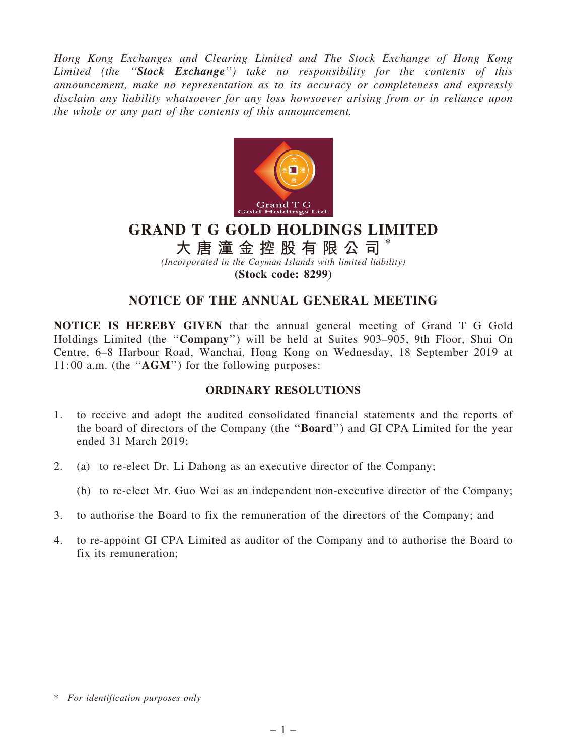*Hong Kong Exchanges and Clearing Limited and The Stock Exchange of Hong Kong Limited (the "**Stock Exchange**") take no responsibility for the contents of this announcement, make no representation as to its accuracy or completeness and expressly disclaim any liability whatsoever for any loss howsoever arising from or in reliance upon the whole or any part of the contents of this announcement.*

# GRAND T G GOLD HOLDINGS LIMITED

# 大唐潼金控股有限公司*

*(Incorporated in the Cayman Islands with limited liability)*

**(Stock code: 8299)**

## NOTICE OF THE ANNUAL GENERAL MEETING

**NOTICE IS HEREBY GIVEN** that the annual general meeting of Grand T G Gold Holdings Limited (the "**Company**") will be held at Suites 903–905, 9th Floor, Shui On Centre, 6–8 Harbour Road, Wanchai, Hong Kong on Wednesday, 18 September 2019 at 11:00 a.m. (the "**AGM**") for the following purposes:

### ORDINARY RESOLUTIONS

1. to receive and adopt the audited consolidated financial statements and the reports of the board of directors of the Company (the "**Board**") and GI CPA Limited for the year ended 31 March 2019;

2. (a) to re-elect Dr. Li Dahong as an executive director of the Company;

   (b) to re-elect Mr. Guo Wei as an independent non-executive director of the Company;

3. to authorise the Board to fix the remuneration of the directors of the Company; and

4. to re-appoint GI CPA Limited as auditor of the Company and to authorise the Board to fix its remuneration;

\* *For identification purposes only*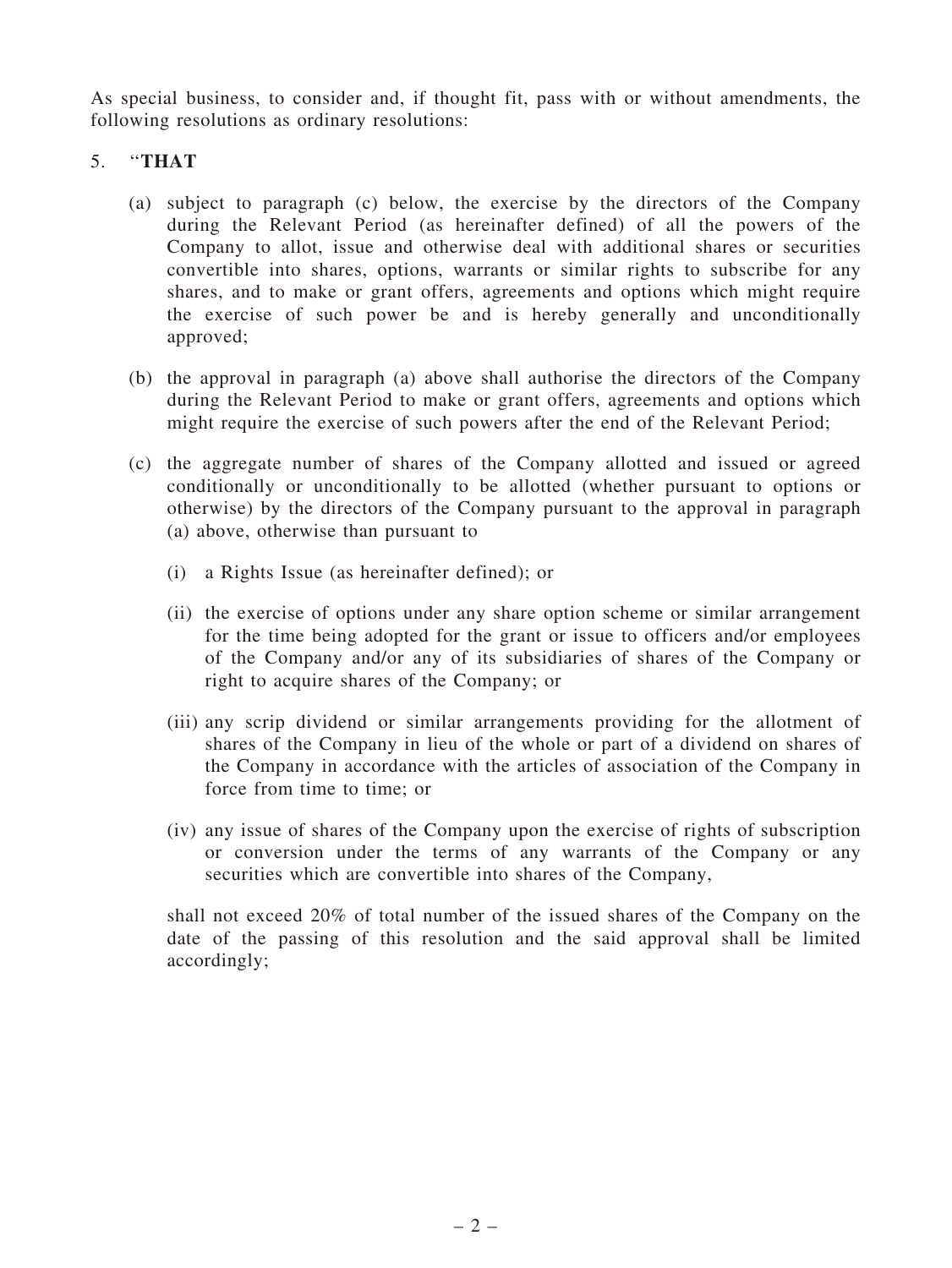As special business, to consider and, if thought fit, pass with or without amendments, the following resolutions as ordinary resolutions:

5. "**THAT**

   (a) subject to paragraph (c) below, the exercise by the directors of the Company during the Relevant Period (as hereinafter defined) of all the powers of the Company to allot, issue and otherwise deal with additional shares or securities convertible into shares, options, warrants or similar rights to subscribe for any shares, and to make or grant offers, agreements and options which might require the exercise of such power be and is hereby generally and unconditionally approved;

   (b) the approval in paragraph (a) above shall authorise the directors of the Company during the Relevant Period to make or grant offers, agreements and options which might require the exercise of such powers after the end of the Relevant Period;

   (c) the aggregate number of shares of the Company allotted and issued or agreed conditionally or unconditionally to be allotted (whether pursuant to options or otherwise) by the directors of the Company pursuant to the approval in paragraph (a) above, otherwise than pursuant to

      (i) a Rights Issue (as hereinafter defined); or

      (ii) the exercise of options under any share option scheme or similar arrangement for the time being adopted for the grant or issue to officers and/or employees of the Company and/or any of its subsidiaries of shares of the Company or right to acquire shares of the Company; or

      (iii) any scrip dividend or similar arrangements providing for the allotment of shares of the Company in lieu of the whole or part of a dividend on shares of the Company in accordance with the articles of association of the Company in force from time to time; or

      (iv) any issue of shares of the Company upon the exercise of rights of subscription or conversion under the terms of any warrants of the Company or any securities which are convertible into shares of the Company,

   shall not exceed 20% of total number of the issued shares of the Company on the date of the passing of this resolution and the said approval shall be limited accordingly;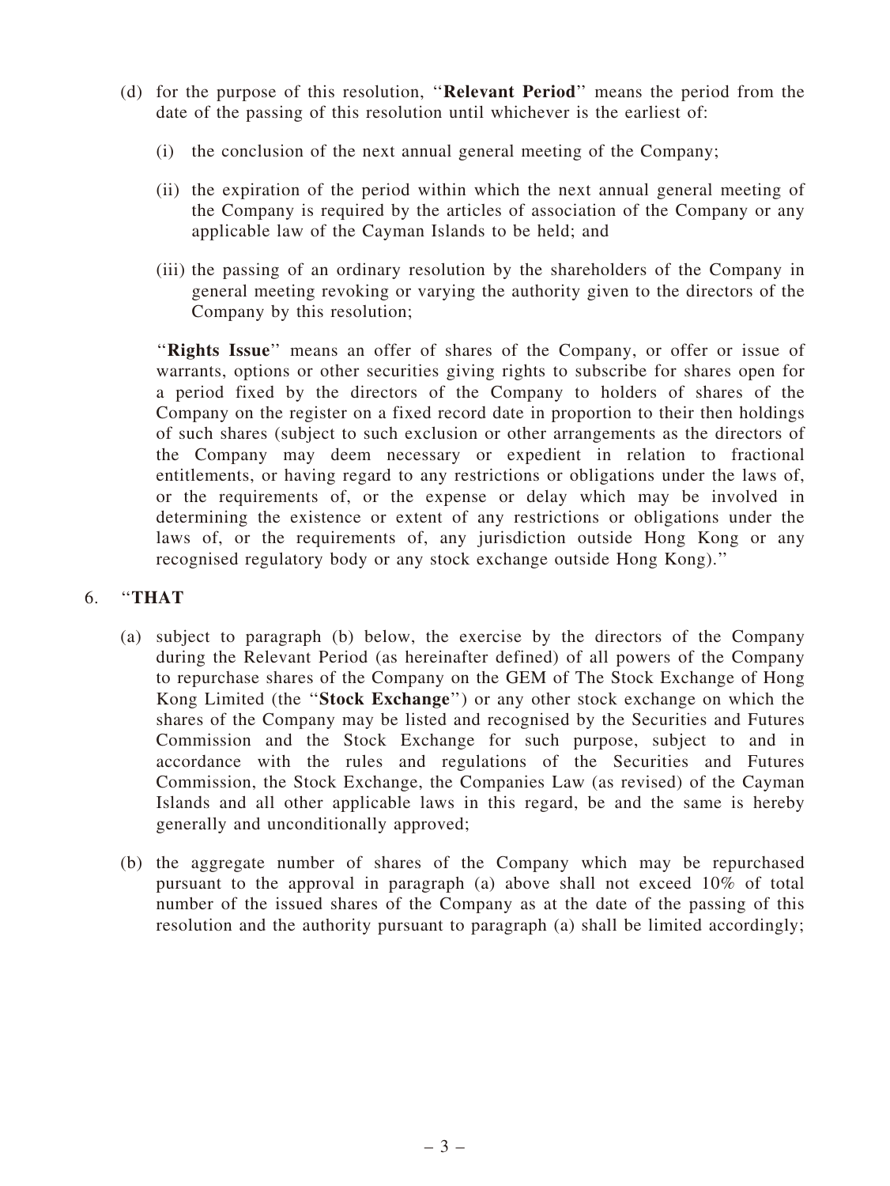(d) for the purpose of this resolution, ''**Relevant Period**'' means the period from the date of the passing of this resolution until whichever is the earliest of:

   (i) the conclusion of the next annual general meeting of the Company;

   (ii) the expiration of the period within which the next annual general meeting of the Company is required by the articles of association of the Company or any applicable law of the Cayman Islands to be held; and

   (iii) the passing of an ordinary resolution by the shareholders of the Company in general meeting revoking or varying the authority given to the directors of the Company by this resolution;

''**Rights Issue**'' means an offer of shares of the Company, or offer or issue of warrants, options or other securities giving rights to subscribe for shares open for a period fixed by the directors of the Company to holders of shares of the Company on the register on a fixed record date in proportion to their then holdings of such shares (subject to such exclusion or other arrangements as the directors of the Company may deem necessary or expedient in relation to fractional entitlements, or having regard to any restrictions or obligations under the laws of, or the requirements of, or the expense or delay which may be involved in determining the existence or extent of any restrictions or obligations under the laws of, or the requirements of, any jurisdiction outside Hong Kong or any recognised regulatory body or any stock exchange outside Hong Kong).''

6. ''**THAT**

(a) subject to paragraph (b) below, the exercise by the directors of the Company during the Relevant Period (as hereinafter defined) of all powers of the Company to repurchase shares of the Company on the GEM of The Stock Exchange of Hong Kong Limited (the ''**Stock Exchange**'') or any other stock exchange on which the shares of the Company may be listed and recognised by the Securities and Futures Commission and the Stock Exchange for such purpose, subject to and in accordance with the rules and regulations of the Securities and Futures Commission, the Stock Exchange, the Companies Law (as revised) of the Cayman Islands and all other applicable laws in this regard, be and the same is hereby generally and unconditionally approved;

(b) the aggregate number of shares of the Company which may be repurchased pursuant to the approval in paragraph (a) above shall not exceed 10% of total number of the issued shares of the Company as at the date of the passing of this resolution and the authority pursuant to paragraph (a) shall be limited accordingly;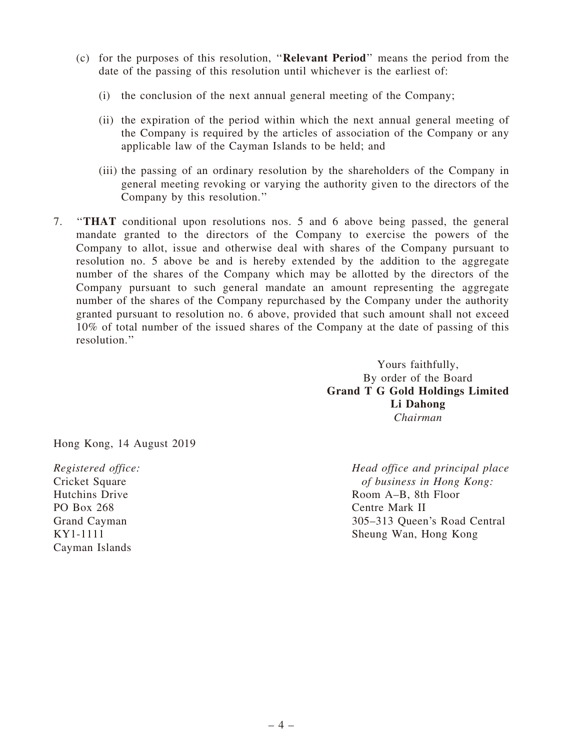(c) for the purposes of this resolution, "**Relevant Period**" means the period from the date of the passing of this resolution until whichever is the earliest of:

   (i) the conclusion of the next annual general meeting of the Company;

   (ii) the expiration of the period within which the next annual general meeting of the Company is required by the articles of association of the Company or any applicable law of the Cayman Islands to be held; and

   (iii) the passing of an ordinary resolution by the shareholders of the Company in general meeting revoking or varying the authority given to the directors of the Company by this resolution."

7. "**THAT** conditional upon resolutions nos. 5 and 6 above being passed, the general mandate granted to the directors of the Company to exercise the powers of the Company to allot, issue and otherwise deal with shares of the Company pursuant to resolution no. 5 above be and is hereby extended by the addition to the aggregate number of the shares of the Company which may be allotted by the directors of the Company pursuant to such general mandate an amount representing the aggregate number of the shares of the Company repurchased by the Company under the authority granted pursuant to resolution no. 6 above, provided that such amount shall not exceed 10% of total number of the issued shares of the Company at the date of passing of this resolution."

Yours faithfully,
By order of the Board
**Grand T G Gold Holdings Limited**
**Li Dahong**
*Chairman*

Hong Kong, 14 August 2019

*Registered office:*
Cricket Square
Hutchins Drive
PO Box 268
Grand Cayman
KY1-1111
Cayman Islands

*Head office and principal place of business in Hong Kong:*
Room A–B, 8th Floor
Centre Mark II
305–313 Queen's Road Central
Sheung Wan, Hong Kong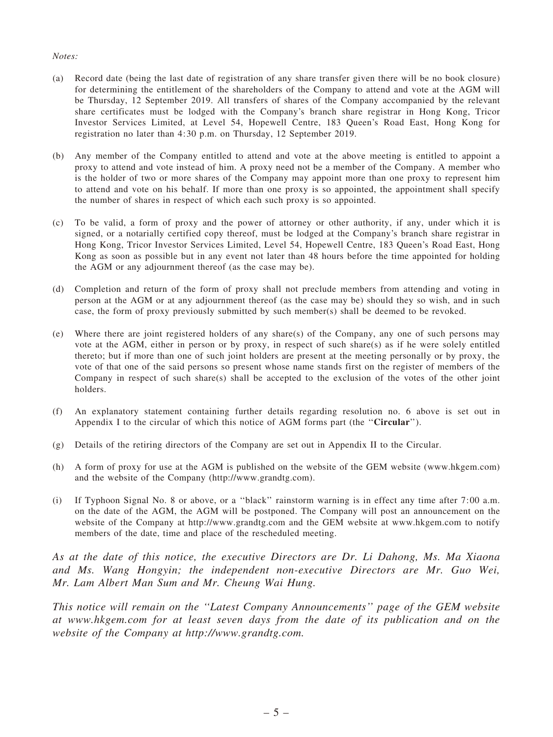*Notes:*

(a) Record date (being the last date of registration of any share transfer given there will be no book closure) for determining the entitlement of the shareholders of the Company to attend and vote at the AGM will be Thursday, 12 September 2019. All transfers of shares of the Company accompanied by the relevant share certificates must be lodged with the Company's branch share registrar in Hong Kong, Tricor Investor Services Limited, at Level 54, Hopewell Centre, 183 Queen's Road East, Hong Kong for registration no later than 4:30 p.m. on Thursday, 12 September 2019.

(b) Any member of the Company entitled to attend and vote at the above meeting is entitled to appoint a proxy to attend and vote instead of him. A proxy need not be a member of the Company. A member who is the holder of two or more shares of the Company may appoint more than one proxy to represent him to attend and vote on his behalf. If more than one proxy is so appointed, the appointment shall specify the number of shares in respect of which each such proxy is so appointed.

(c) To be valid, a form of proxy and the power of attorney or other authority, if any, under which it is signed, or a notarially certified copy thereof, must be lodged at the Company's branch share registrar in Hong Kong, Tricor Investor Services Limited, Level 54, Hopewell Centre, 183 Queen's Road East, Hong Kong as soon as possible but in any event not later than 48 hours before the time appointed for holding the AGM or any adjournment thereof (as the case may be).

(d) Completion and return of the form of proxy shall not preclude members from attending and voting in person at the AGM or at any adjournment thereof (as the case may be) should they so wish, and in such case, the form of proxy previously submitted by such member(s) shall be deemed to be revoked.

(e) Where there are joint registered holders of any share(s) of the Company, any one of such persons may vote at the AGM, either in person or by proxy, in respect of such share(s) as if he were solely entitled thereto; but if more than one of such joint holders are present at the meeting personally or by proxy, the vote of that one of the said persons so present whose name stands first on the register of members of the Company in respect of such share(s) shall be accepted to the exclusion of the votes of the other joint holders.

(f) An explanatory statement containing further details regarding resolution no. 6 above is set out in Appendix I to the circular of which this notice of AGM forms part (the ''**Circular**'').

(g) Details of the retiring directors of the Company are set out in Appendix II to the Circular.

(h) A form of proxy for use at the AGM is published on the website of the GEM website (www.hkgem.com) and the website of the Company (http://www.grandtg.com).

(i) If Typhoon Signal No. 8 or above, or a ''black'' rainstorm warning is in effect any time after 7:00 a.m. on the date of the AGM, the AGM will be postponed. The Company will post an announcement on the website of the Company at http://www.grandtg.com and the GEM website at www.hkgem.com to notify members of the date, time and place of the rescheduled meeting.

*As at the date of this notice, the executive Directors are Dr. Li Dahong, Ms. Ma Xiaona and Ms. Wang Hongyin; the independent non-executive Directors are Mr. Guo Wei, Mr. Lam Albert Man Sum and Mr. Cheung Wai Hung.*

*This notice will remain on the ''Latest Company Announcements'' page of the GEM website at www.hkgem.com for at least seven days from the date of its publication and on the website of the Company at http://www.grandtg.com.*